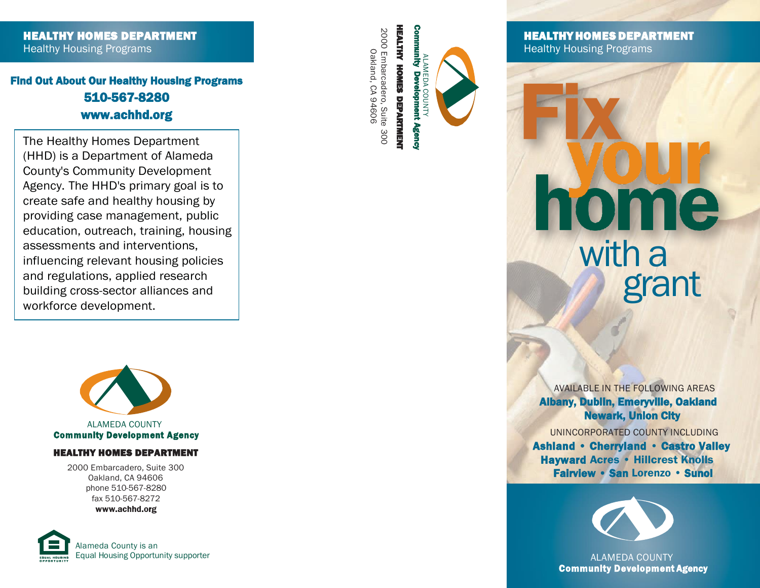**HEALTHY HOMES DEPARTMENT**
Healthy Housing Programs

## Find Out About Our Healthy Housing Programs

**510-567-8280**

**www.achhd.org**

The Healthy Homes Department (HHD) is a Department of Alameda County's Community Development Agency. The HHD's primary goal is to create safe and healthy housing by providing case management, public education, outreach, training, housing assessments and interventions, influencing relevant housing policies and regulations, applied research building cross-sector alliances and workforce development.

ALAMEDA COUNTY
**Community Development Agency**

**HEALTHY HOMES DEPARTMENT**

2000 Embarcadero, Suite 300
Oakland, CA 94606
phone 510-567-8280
fax 510-567-8272
**www.achhd.org**

Alameda County is an Equal Housing Opportunity supporter

ALAMEDA COUNTY
**Community Development Agency**
**HEALTHY HOMES DEPARTMENT**
2000 Embarcadero, Suite 300
Oakland, CA 94606

**HEALTHY HOMES DEPARTMENT**
Healthy Housing Programs

# Fix your home with a grant

AVAILABLE IN THE FOLLOWING AREAS

**Albany, Dublin, Emeryville, Oakland Newark, Union City**

UNINCORPORATED COUNTY INCLUDING

**Ashland • Cherryland • Castro Valley Hayward Acres • Hillcrest Knolls Fairview • San Lorenzo • Sunol**

ALAMEDA COUNTY
**Community Development Agency**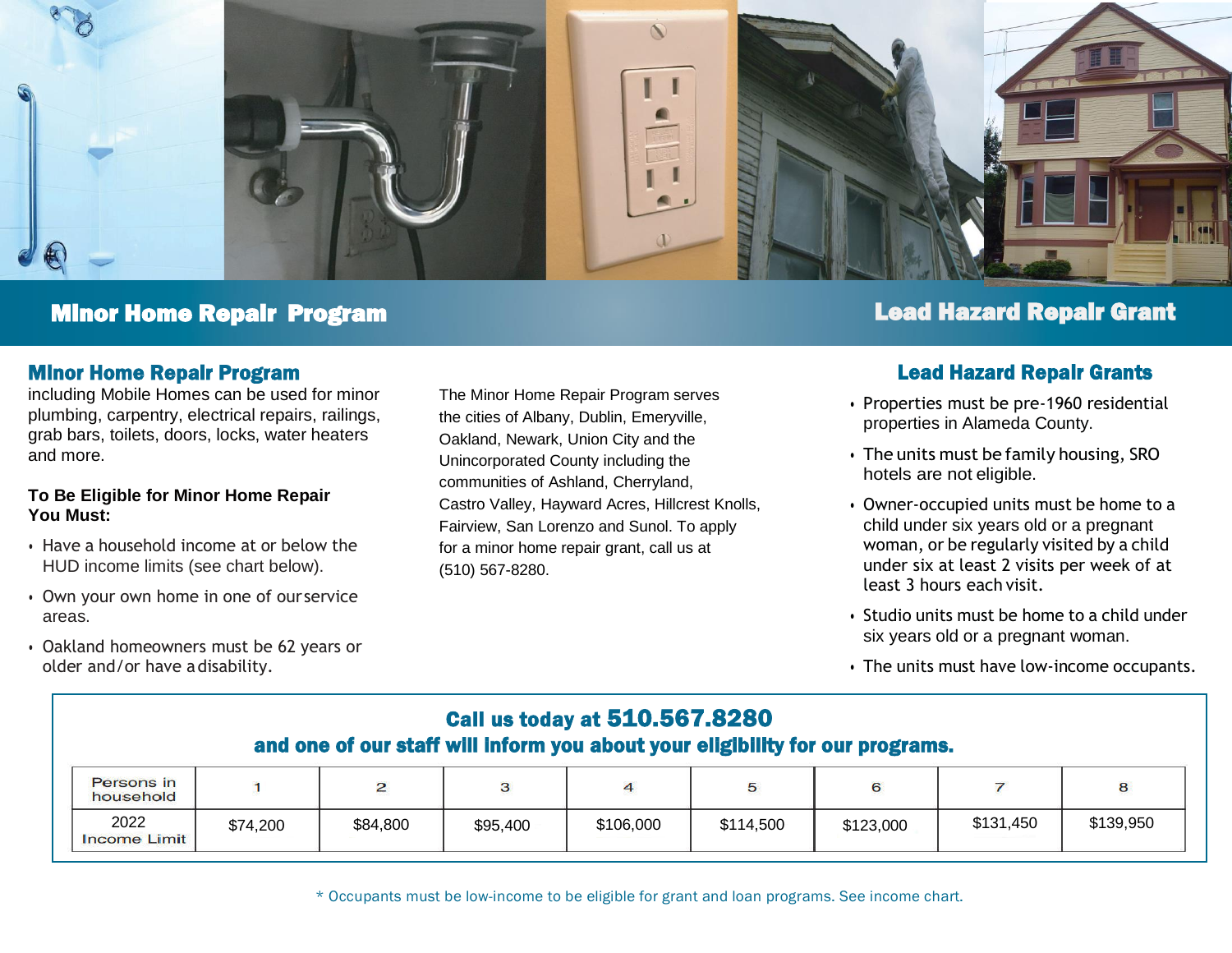# Minor Home Repair Program

# Lead Hazard Repair Grant

## Minor Home Repair Program

including Mobile Homes can be used for minor plumbing, carpentry, electrical repairs, railings, grab bars, toilets, doors, locks, water heaters and more.

**To Be Eligible for Minor Home Repair You Must:**

- Have a household income at or below the HUD income limits (see chart below).
- Own your own home in one of our service areas.
- Oakland homeowners must be 62 years or older and/or have a disability.

The Minor Home Repair Program serves the cities of Albany, Dublin, Emeryville, Oakland, Newark, Union City and the Unincorporated County including the communities of Ashland, Cherryland, Castro Valley, Hayward Acres, Hillcrest Knolls, Fairview, San Lorenzo and Sunol. To apply for a minor home repair grant, call us at (510) 567-8280.

## Lead Hazard Repair Grants

- Properties must be pre-1960 residential properties in Alameda County.
- The units must be family housing, SRO hotels are not eligible.
- Owner-occupied units must be home to a child under six years old or a pregnant woman, or be regularly visited by a child under six at least 2 visits per week of at least 3 hours each visit.
- Studio units must be home to a child under six years old or a pregnant woman.
- The units must have low-income occupants.

**Call us today at 510.567.8280**
**and one of our staff will inform you about your eligibility for our programs.**

| Persons in household | 1 | 2 | 3 | 4 | 5 | 6 | 7 | 8 |
|---|---|---|---|---|---|---|---|---|
| 2022 Income Limit | $74,200 | $84,800 | $95,400 | $106,000 | $114,500 | $123,000 | $131,450 | $139,950 |

* Occupants must be low-income to be eligible for grant and loan programs. See income chart.